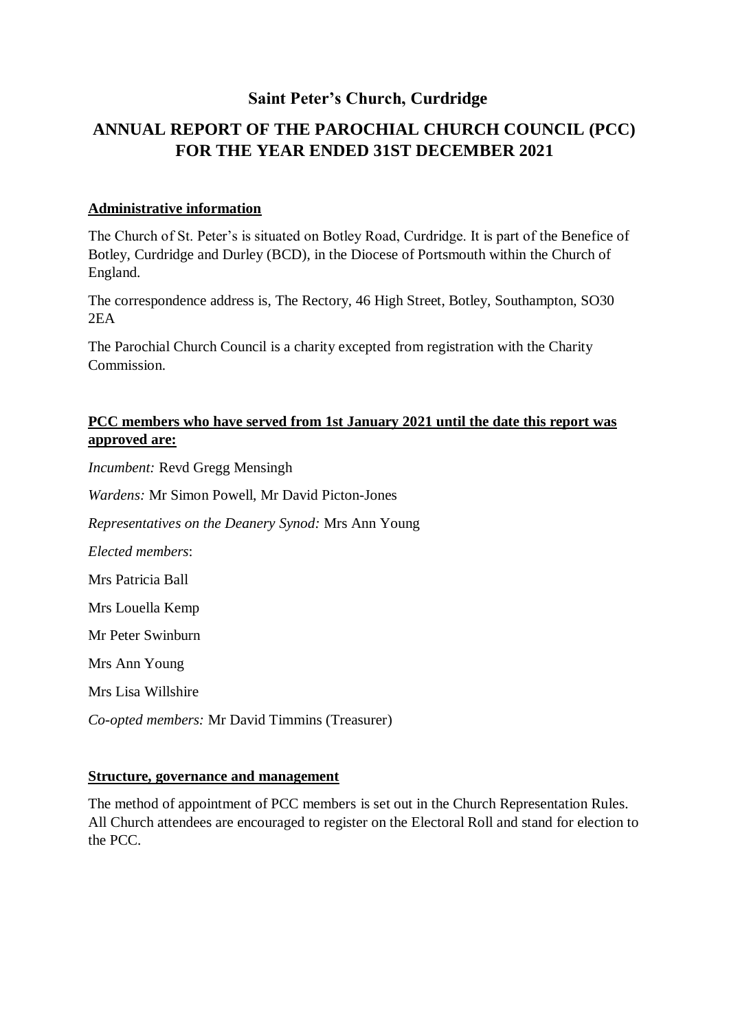# Saint Peter's Church, Curdridge

## ANNUAL REPORT OF THE PAROCHIAL CHURCH COUNCIL (PCC) FOR THE YEAR ENDED 31ST DECEMBER 2021

### Administrative information

The Church of St. Peter's is situated on Botley Road, Curdridge. It is part of the Benefice of Botley, Curdridge and Durley (BCD), in the Diocese of Portsmouth within the Church of England.

The correspondence address is, The Rectory, 46 High Street, Botley, Southampton, SO30 2EA

The Parochial Church Council is a charity excepted from registration with the Charity Commission.

### PCC members who have served from 1st January 2021 until the date this report was approved are:

*Incumbent:* Revd Gregg Mensingh

*Wardens:* Mr Simon Powell, Mr David Picton-Jones

*Representatives on the Deanery Synod:* Mrs Ann Young

*Elected members*:

Mrs Patricia Ball

Mrs Louella Kemp

Mr Peter Swinburn

Mrs Ann Young

Mrs Lisa Willshire

*Co-opted members:* Mr David Timmins (Treasurer)

### Structure, governance and management

The method of appointment of PCC members is set out in the Church Representation Rules. All Church attendees are encouraged to register on the Electoral Roll and stand for election to the PCC.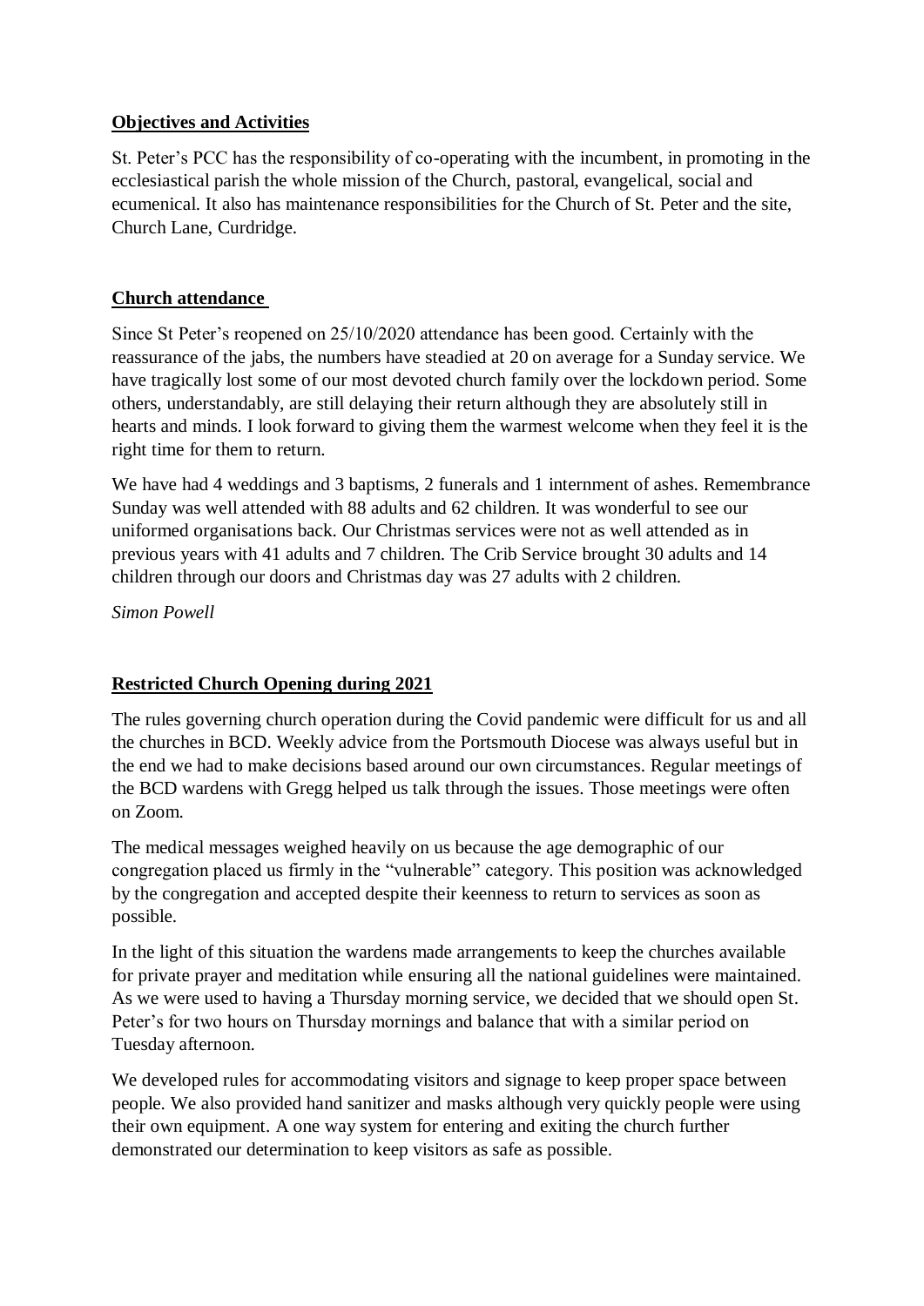## Objectives and Activities

St. Peter's PCC has the responsibility of co-operating with the incumbent, in promoting in the ecclesiastical parish the whole mission of the Church, pastoral, evangelical, social and ecumenical. It also has maintenance responsibilities for the Church of St. Peter and the site, Church Lane, Curdridge.

## Church attendance

Since St Peter's reopened on 25/10/2020 attendance has been good. Certainly with the reassurance of the jabs, the numbers have steadied at 20 on average for a Sunday service. We have tragically lost some of our most devoted church family over the lockdown period. Some others, understandably, are still delaying their return although they are absolutely still in hearts and minds. I look forward to giving them the warmest welcome when they feel it is the right time for them to return.

We have had 4 weddings and 3 baptisms, 2 funerals and 1 internment of ashes. Remembrance Sunday was well attended with 88 adults and 62 children. It was wonderful to see our uniformed organisations back. Our Christmas services were not as well attended as in previous years with 41 adults and 7 children. The Crib Service brought 30 adults and 14 children through our doors and Christmas day was 27 adults with 2 children.

*Simon Powell*

## Restricted Church Opening during 2021

The rules governing church operation during the Covid pandemic were difficult for us and all the churches in BCD. Weekly advice from the Portsmouth Diocese was always useful but in the end we had to make decisions based around our own circumstances. Regular meetings of the BCD wardens with Gregg helped us talk through the issues. Those meetings were often on Zoom.

The medical messages weighed heavily on us because the age demographic of our congregation placed us firmly in the "vulnerable" category. This position was acknowledged by the congregation and accepted despite their keenness to return to services as soon as possible.

In the light of this situation the wardens made arrangements to keep the churches available for private prayer and meditation while ensuring all the national guidelines were maintained. As we were used to having a Thursday morning service, we decided that we should open St. Peter's for two hours on Thursday mornings and balance that with a similar period on Tuesday afternoon.

We developed rules for accommodating visitors and signage to keep proper space between people. We also provided hand sanitizer and masks although very quickly people were using their own equipment. A one way system for entering and exiting the church further demonstrated our determination to keep visitors as safe as possible.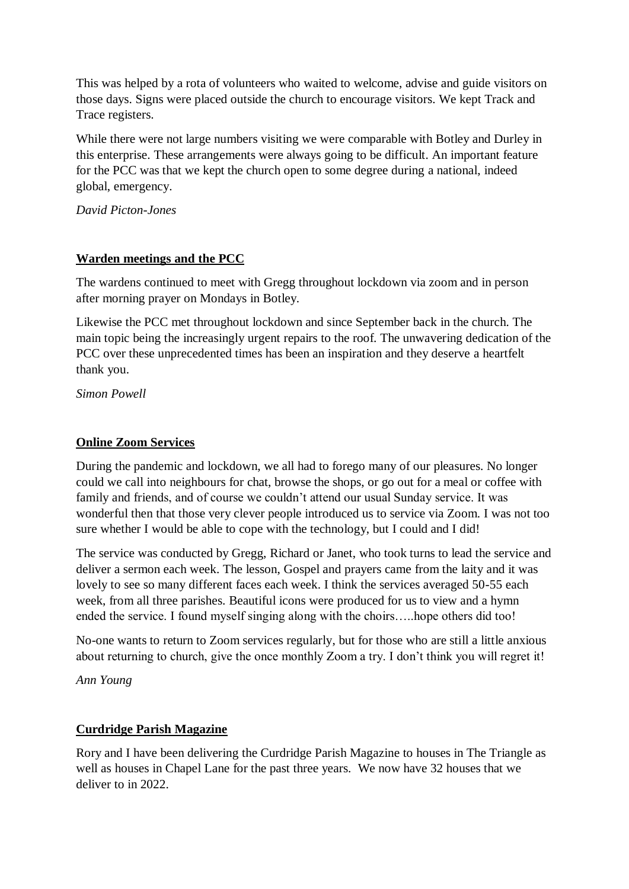This was helped by a rota of volunteers who waited to welcome, advise and guide visitors on those days. Signs were placed outside the church to encourage visitors. We kept Track and Trace registers.

While there were not large numbers visiting we were comparable with Botley and Durley in this enterprise. These arrangements were always going to be difficult. An important feature for the PCC was that we kept the church open to some degree during a national, indeed global, emergency.

*David Picton-Jones*

## Warden meetings and the PCC

The wardens continued to meet with Gregg throughout lockdown via zoom and in person after morning prayer on Mondays in Botley.

Likewise the PCC met throughout lockdown and since September back in the church. The main topic being the increasingly urgent repairs to the roof. The unwavering dedication of the PCC over these unprecedented times has been an inspiration and they deserve a heartfelt thank you.

*Simon Powell*

## Online Zoom Services

During the pandemic and lockdown, we all had to forego many of our pleasures. No longer could we call into neighbours for chat, browse the shops, or go out for a meal or coffee with family and friends, and of course we couldn't attend our usual Sunday service. It was wonderful then that those very clever people introduced us to service via Zoom. I was not too sure whether I would be able to cope with the technology, but I could and I did!

The service was conducted by Gregg, Richard or Janet, who took turns to lead the service and deliver a sermon each week. The lesson, Gospel and prayers came from the laity and it was lovely to see so many different faces each week. I think the services averaged 50-55 each week, from all three parishes. Beautiful icons were produced for us to view and a hymn ended the service. I found myself singing along with the choirs…..hope others did too!

No-one wants to return to Zoom services regularly, but for those who are still a little anxious about returning to church, give the once monthly Zoom a try. I don't think you will regret it!

*Ann Young*

## Curdridge Parish Magazine

Rory and I have been delivering the Curdridge Parish Magazine to houses in The Triangle as well as houses in Chapel Lane for the past three years. We now have 32 houses that we deliver to in 2022.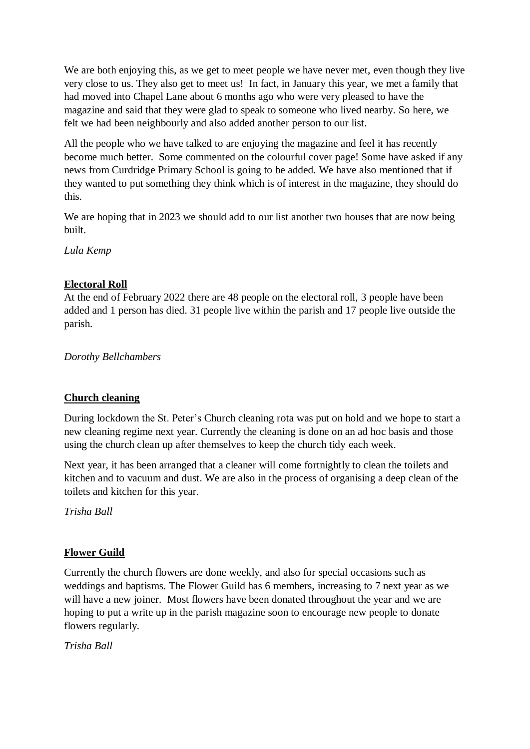We are both enjoying this, as we get to meet people we have never met, even though they live very close to us. They also get to meet us! In fact, in January this year, we met a family that had moved into Chapel Lane about 6 months ago who were very pleased to have the magazine and said that they were glad to speak to someone who lived nearby. So here, we felt we had been neighbourly and also added another person to our list.

All the people who we have talked to are enjoying the magazine and feel it has recently become much better. Some commented on the colourful cover page! Some have asked if any news from Curdridge Primary School is going to be added. We have also mentioned that if they wanted to put something they think which is of interest in the magazine, they should do this.

We are hoping that in 2023 we should add to our list another two houses that are now being built.

*Lula Kemp*

## Electoral Roll

At the end of February 2022 there are 48 people on the electoral roll, 3 people have been added and 1 person has died. 31 people live within the parish and 17 people live outside the parish.

*Dorothy Bellchambers*

## Church cleaning

During lockdown the St. Peter's Church cleaning rota was put on hold and we hope to start a new cleaning regime next year. Currently the cleaning is done on an ad hoc basis and those using the church clean up after themselves to keep the church tidy each week.

Next year, it has been arranged that a cleaner will come fortnightly to clean the toilets and kitchen and to vacuum and dust. We are also in the process of organising a deep clean of the toilets and kitchen for this year.

*Trisha Ball*

## Flower Guild

Currently the church flowers are done weekly, and also for special occasions such as weddings and baptisms. The Flower Guild has 6 members, increasing to 7 next year as we will have a new joiner. Most flowers have been donated throughout the year and we are hoping to put a write up in the parish magazine soon to encourage new people to donate flowers regularly.

*Trisha Ball*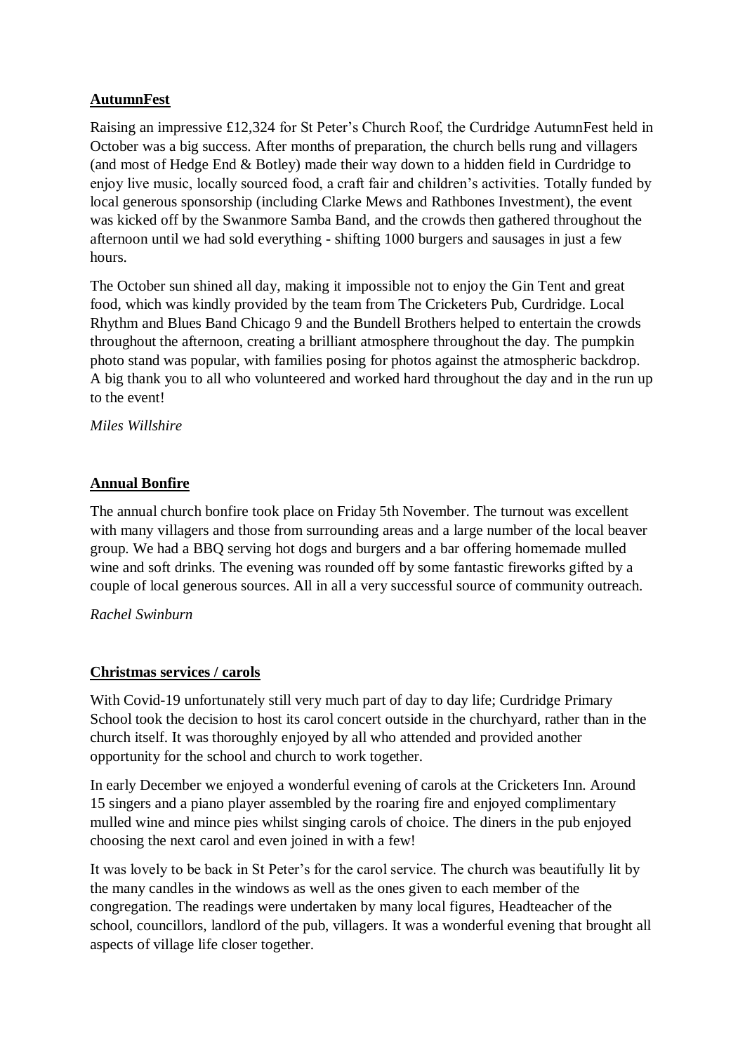**AutumnFest**

Raising an impressive £12,324 for St Peter's Church Roof, the Curdridge AutumnFest held in October was a big success. After months of preparation, the church bells rung and villagers (and most of Hedge End & Botley) made their way down to a hidden field in Curdridge to enjoy live music, locally sourced food, a craft fair and children's activities. Totally funded by local generous sponsorship (including Clarke Mews and Rathbones Investment), the event was kicked off by the Swanmore Samba Band, and the crowds then gathered throughout the afternoon until we had sold everything - shifting 1000 burgers and sausages in just a few hours.

The October sun shined all day, making it impossible not to enjoy the Gin Tent and great food, which was kindly provided by the team from The Cricketers Pub, Curdridge. Local Rhythm and Blues Band Chicago 9 and the Bundell Brothers helped to entertain the crowds throughout the afternoon, creating a brilliant atmosphere throughout the day. The pumpkin photo stand was popular, with families posing for photos against the atmospheric backdrop. A big thank you to all who volunteered and worked hard throughout the day and in the run up to the event!

*Miles Willshire*

**Annual Bonfire**

The annual church bonfire took place on Friday 5th November. The turnout was excellent with many villagers and those from surrounding areas and a large number of the local beaver group. We had a BBQ serving hot dogs and burgers and a bar offering homemade mulled wine and soft drinks. The evening was rounded off by some fantastic fireworks gifted by a couple of local generous sources. All in all a very successful source of community outreach.

*Rachel Swinburn*

**Christmas services / carols**

With Covid-19 unfortunately still very much part of day to day life; Curdridge Primary School took the decision to host its carol concert outside in the churchyard, rather than in the church itself. It was thoroughly enjoyed by all who attended and provided another opportunity for the school and church to work together.

In early December we enjoyed a wonderful evening of carols at the Cricketers Inn. Around 15 singers and a piano player assembled by the roaring fire and enjoyed complimentary mulled wine and mince pies whilst singing carols of choice. The diners in the pub enjoyed choosing the next carol and even joined in with a few!

It was lovely to be back in St Peter's for the carol service. The church was beautifully lit by the many candles in the windows as well as the ones given to each member of the congregation. The readings were undertaken by many local figures, Headteacher of the school, councillors, landlord of the pub, villagers. It was a wonderful evening that brought all aspects of village life closer together.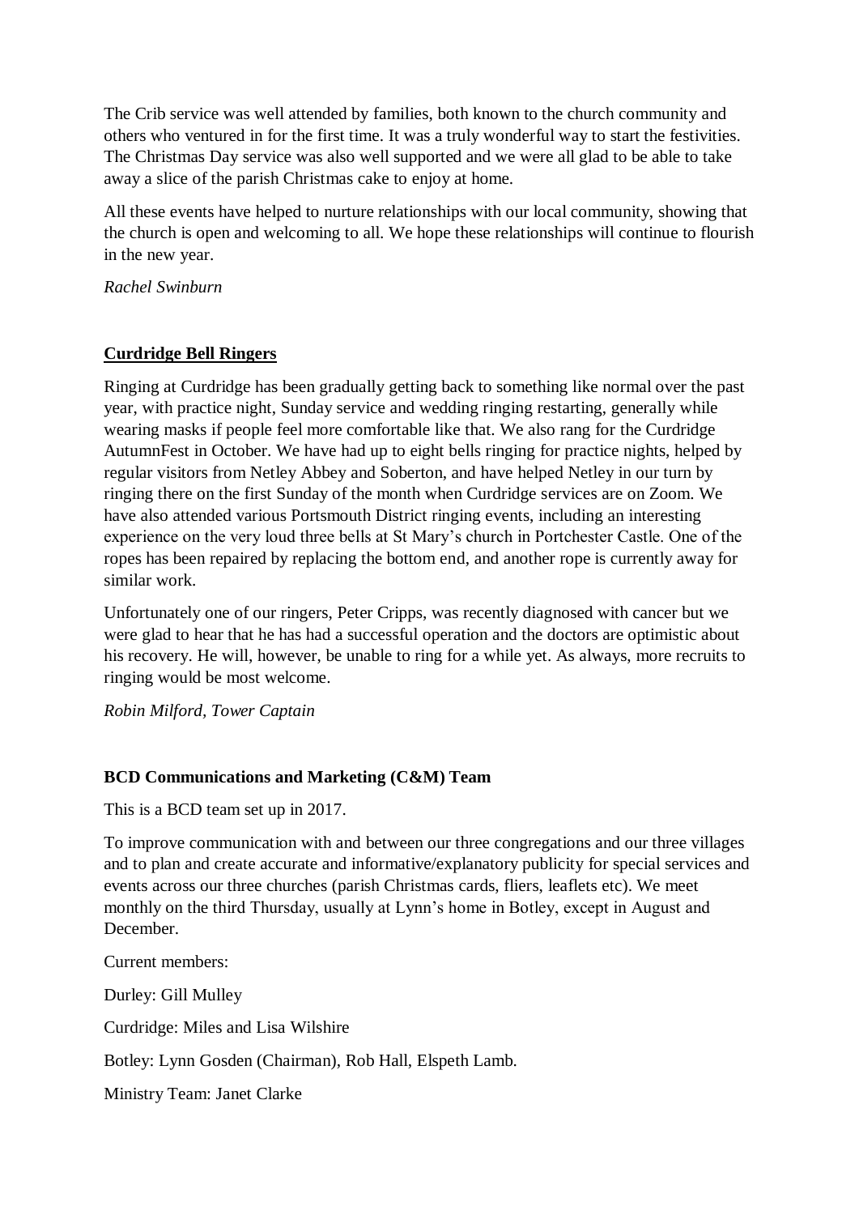The Crib service was well attended by families, both known to the church community and others who ventured in for the first time. It was a truly wonderful way to start the festivities. The Christmas Day service was also well supported and we were all glad to be able to take away a slice of the parish Christmas cake to enjoy at home.

All these events have helped to nurture relationships with our local community, showing that the church is open and welcoming to all. We hope these relationships will continue to flourish in the new year.

*Rachel Swinburn*

## Curdridge Bell Ringers

Ringing at Curdridge has been gradually getting back to something like normal over the past year, with practice night, Sunday service and wedding ringing restarting, generally while wearing masks if people feel more comfortable like that. We also rang for the Curdridge AutumnFest in October. We have had up to eight bells ringing for practice nights, helped by regular visitors from Netley Abbey and Soberton, and have helped Netley in our turn by ringing there on the first Sunday of the month when Curdridge services are on Zoom. We have also attended various Portsmouth District ringing events, including an interesting experience on the very loud three bells at St Mary's church in Portchester Castle. One of the ropes has been repaired by replacing the bottom end, and another rope is currently away for similar work.

Unfortunately one of our ringers, Peter Cripps, was recently diagnosed with cancer but we were glad to hear that he has had a successful operation and the doctors are optimistic about his recovery. He will, however, be unable to ring for a while yet. As always, more recruits to ringing would be most welcome.

*Robin Milford, Tower Captain*

## BCD Communications and Marketing (C&M) Team

This is a BCD team set up in 2017.

To improve communication with and between our three congregations and our three villages and to plan and create accurate and informative/explanatory publicity for special services and events across our three churches (parish Christmas cards, fliers, leaflets etc). We meet monthly on the third Thursday, usually at Lynn's home in Botley, except in August and December.

Current members:

Durley: Gill Mulley

Curdridge: Miles and Lisa Wilshire

Botley: Lynn Gosden (Chairman), Rob Hall, Elspeth Lamb.

Ministry Team: Janet Clarke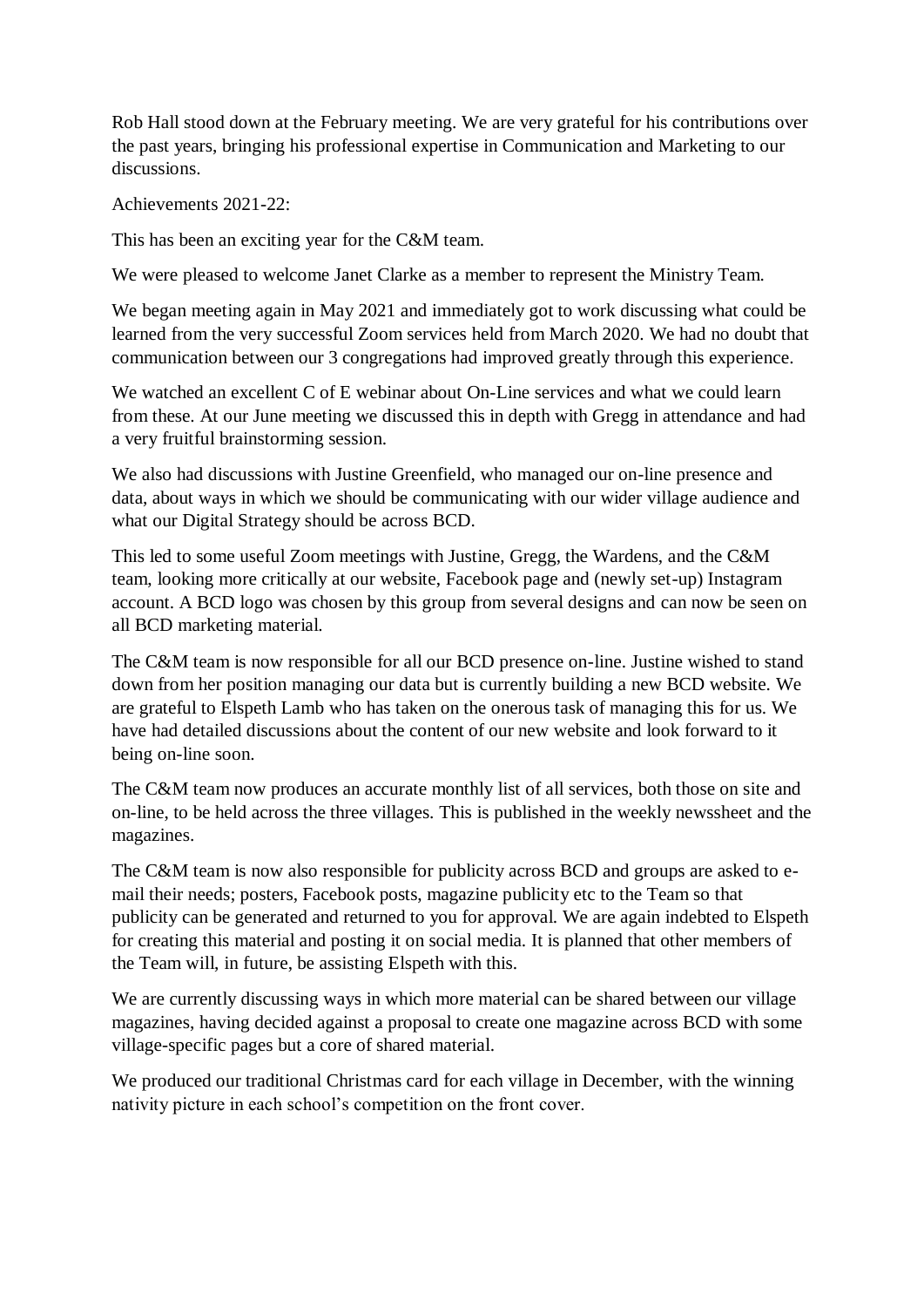Rob Hall stood down at the February meeting. We are very grateful for his contributions over the past years, bringing his professional expertise in Communication and Marketing to our discussions.

Achievements 2021-22:

This has been an exciting year for the C&M team.

We were pleased to welcome Janet Clarke as a member to represent the Ministry Team.

We began meeting again in May 2021 and immediately got to work discussing what could be learned from the very successful Zoom services held from March 2020. We had no doubt that communication between our 3 congregations had improved greatly through this experience.

We watched an excellent C of E webinar about On-Line services and what we could learn from these. At our June meeting we discussed this in depth with Gregg in attendance and had a very fruitful brainstorming session.

We also had discussions with Justine Greenfield, who managed our on-line presence and data, about ways in which we should be communicating with our wider village audience and what our Digital Strategy should be across BCD.

This led to some useful Zoom meetings with Justine, Gregg, the Wardens, and the C&M team, looking more critically at our website, Facebook page and (newly set-up) Instagram account. A BCD logo was chosen by this group from several designs and can now be seen on all BCD marketing material.

The C&M team is now responsible for all our BCD presence on-line. Justine wished to stand down from her position managing our data but is currently building a new BCD website. We are grateful to Elspeth Lamb who has taken on the onerous task of managing this for us. We have had detailed discussions about the content of our new website and look forward to it being on-line soon.

The C&M team now produces an accurate monthly list of all services, both those on site and on-line, to be held across the three villages. This is published in the weekly newssheet and the magazines.

The C&M team is now also responsible for publicity across BCD and groups are asked to e-mail their needs; posters, Facebook posts, magazine publicity etc to the Team so that publicity can be generated and returned to you for approval. We are again indebted to Elspeth for creating this material and posting it on social media. It is planned that other members of the Team will, in future, be assisting Elspeth with this.

We are currently discussing ways in which more material can be shared between our village magazines, having decided against a proposal to create one magazine across BCD with some village-specific pages but a core of shared material.

We produced our traditional Christmas card for each village in December, with the winning nativity picture in each school's competition on the front cover.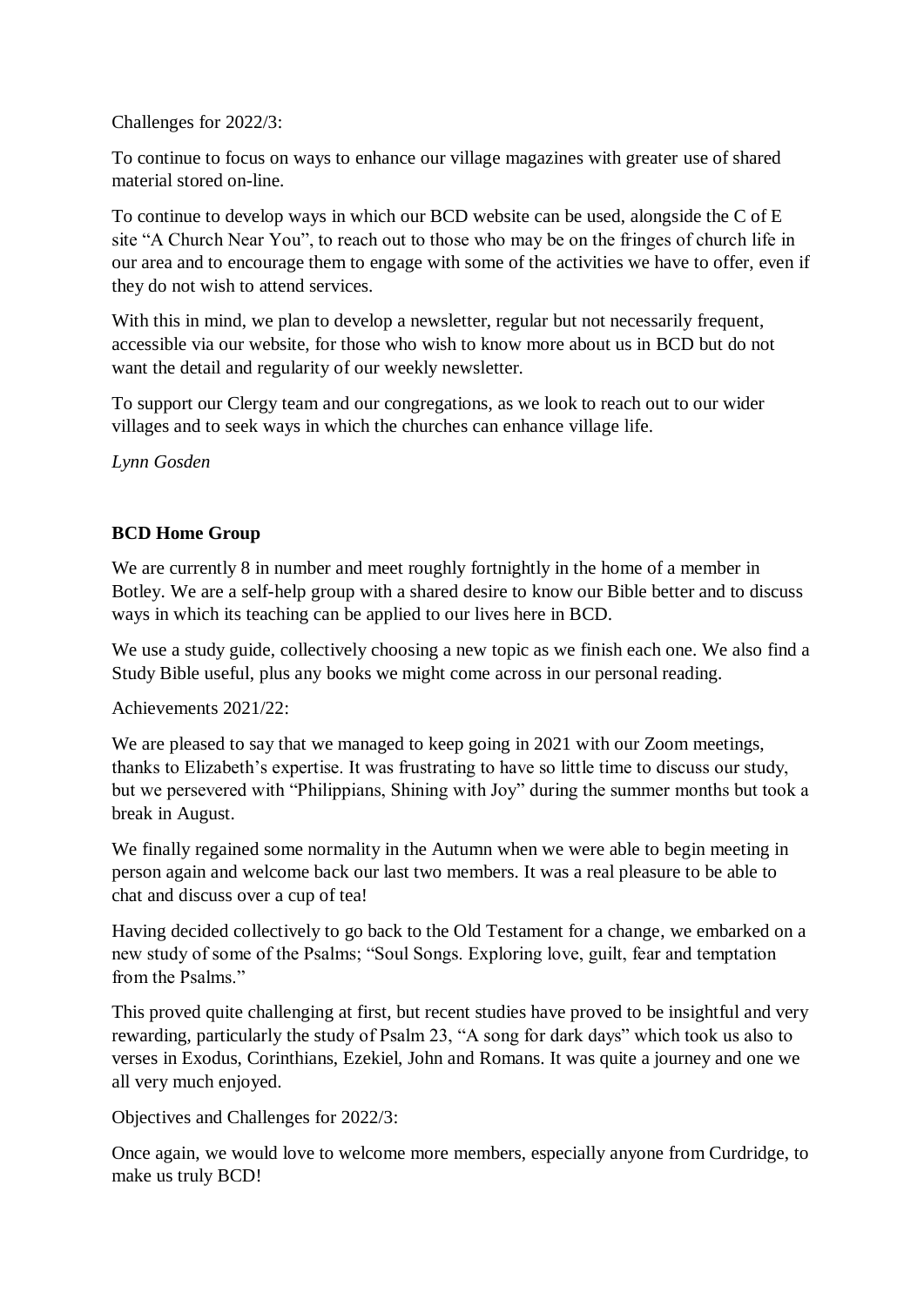Challenges for 2022/3:

To continue to focus on ways to enhance our village magazines with greater use of shared material stored on-line.

To continue to develop ways in which our BCD website can be used, alongside the C of E site "A Church Near You", to reach out to those who may be on the fringes of church life in our area and to encourage them to engage with some of the activities we have to offer, even if they do not wish to attend services.

With this in mind, we plan to develop a newsletter, regular but not necessarily frequent, accessible via our website, for those who wish to know more about us in BCD but do not want the detail and regularity of our weekly newsletter.

To support our Clergy team and our congregations, as we look to reach out to our wider villages and to seek ways in which the churches can enhance village life.

*Lynn Gosden*

**BCD Home Group**

We are currently 8 in number and meet roughly fortnightly in the home of a member in Botley. We are a self-help group with a shared desire to know our Bible better and to discuss ways in which its teaching can be applied to our lives here in BCD.

We use a study guide, collectively choosing a new topic as we finish each one. We also find a Study Bible useful, plus any books we might come across in our personal reading.

Achievements 2021/22:

We are pleased to say that we managed to keep going in 2021 with our Zoom meetings, thanks to Elizabeth's expertise. It was frustrating to have so little time to discuss our study, but we persevered with "Philippians, Shining with Joy" during the summer months but took a break in August.

We finally regained some normality in the Autumn when we were able to begin meeting in person again and welcome back our last two members. It was a real pleasure to be able to chat and discuss over a cup of tea!

Having decided collectively to go back to the Old Testament for a change, we embarked on a new study of some of the Psalms; "Soul Songs. Exploring love, guilt, fear and temptation from the Psalms."

This proved quite challenging at first, but recent studies have proved to be insightful and very rewarding, particularly the study of Psalm 23, "A song for dark days" which took us also to verses in Exodus, Corinthians, Ezekiel, John and Romans. It was quite a journey and one we all very much enjoyed.

Objectives and Challenges for 2022/3:

Once again, we would love to welcome more members, especially anyone from Curdridge, to make us truly BCD!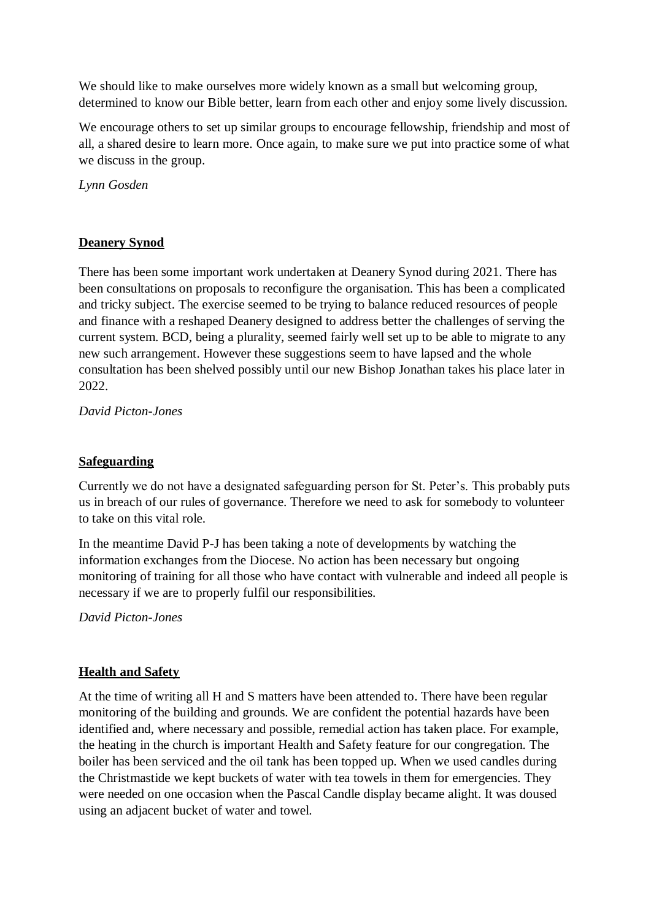We should like to make ourselves more widely known as a small but welcoming group, determined to know our Bible better, learn from each other and enjoy some lively discussion.

We encourage others to set up similar groups to encourage fellowship, friendship and most of all, a shared desire to learn more. Once again, to make sure we put into practice some of what we discuss in the group.

*Lynn Gosden*

**Deanery Synod**

There has been some important work undertaken at Deanery Synod during 2021. There has been consultations on proposals to reconfigure the organisation. This has been a complicated and tricky subject. The exercise seemed to be trying to balance reduced resources of people and finance with a reshaped Deanery designed to address better the challenges of serving the current system. BCD, being a plurality, seemed fairly well set up to be able to migrate to any new such arrangement. However these suggestions seem to have lapsed and the whole consultation has been shelved possibly until our new Bishop Jonathan takes his place later in 2022.

*David Picton-Jones*

**Safeguarding**

Currently we do not have a designated safeguarding person for St. Peter's. This probably puts us in breach of our rules of governance. Therefore we need to ask for somebody to volunteer to take on this vital role.

In the meantime David P-J has been taking a note of developments by watching the information exchanges from the Diocese. No action has been necessary but ongoing monitoring of training for all those who have contact with vulnerable and indeed all people is necessary if we are to properly fulfil our responsibilities.

*David Picton-Jones*

**Health and Safety**

At the time of writing all H and S matters have been attended to. There have been regular monitoring of the building and grounds. We are confident the potential hazards have been identified and, where necessary and possible, remedial action has taken place. For example, the heating in the church is important Health and Safety feature for our congregation. The boiler has been serviced and the oil tank has been topped up. When we used candles during the Christmastide we kept buckets of water with tea towels in them for emergencies. They were needed on one occasion when the Pascal Candle display became alight. It was doused using an adjacent bucket of water and towel.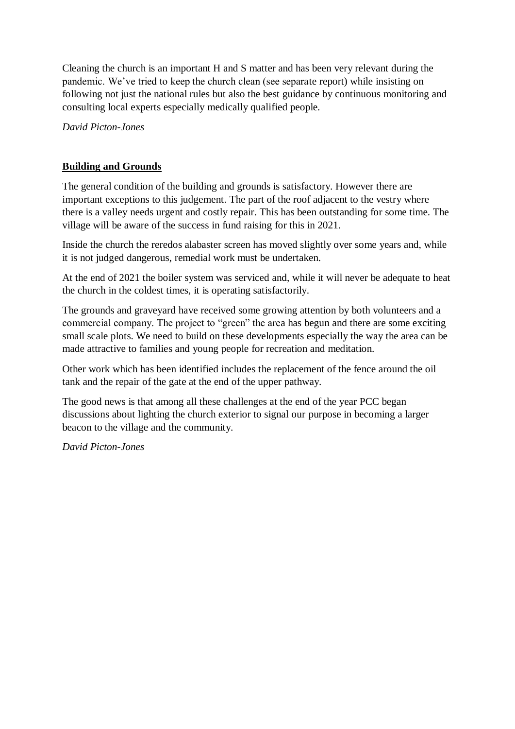Cleaning the church is an important H and S matter and has been very relevant during the pandemic. We've tried to keep the church clean (see separate report) while insisting on following not just the national rules but also the best guidance by continuous monitoring and consulting local experts especially medically qualified people.

*David Picton-Jones*

## Building and Grounds

The general condition of the building and grounds is satisfactory. However there are important exceptions to this judgement. The part of the roof adjacent to the vestry where there is a valley needs urgent and costly repair. This has been outstanding for some time. The village will be aware of the success in fund raising for this in 2021.

Inside the church the reredos alabaster screen has moved slightly over some years and, while it is not judged dangerous, remedial work must be undertaken.

At the end of 2021 the boiler system was serviced and, while it will never be adequate to heat the church in the coldest times, it is operating satisfactorily.

The grounds and graveyard have received some growing attention by both volunteers and a commercial company. The project to "green" the area has begun and there are some exciting small scale plots. We need to build on these developments especially the way the area can be made attractive to families and young people for recreation and meditation.

Other work which has been identified includes the replacement of the fence around the oil tank and the repair of the gate at the end of the upper pathway.

The good news is that among all these challenges at the end of the year PCC began discussions about lighting the church exterior to signal our purpose in becoming a larger beacon to the village and the community.

*David Picton-Jones*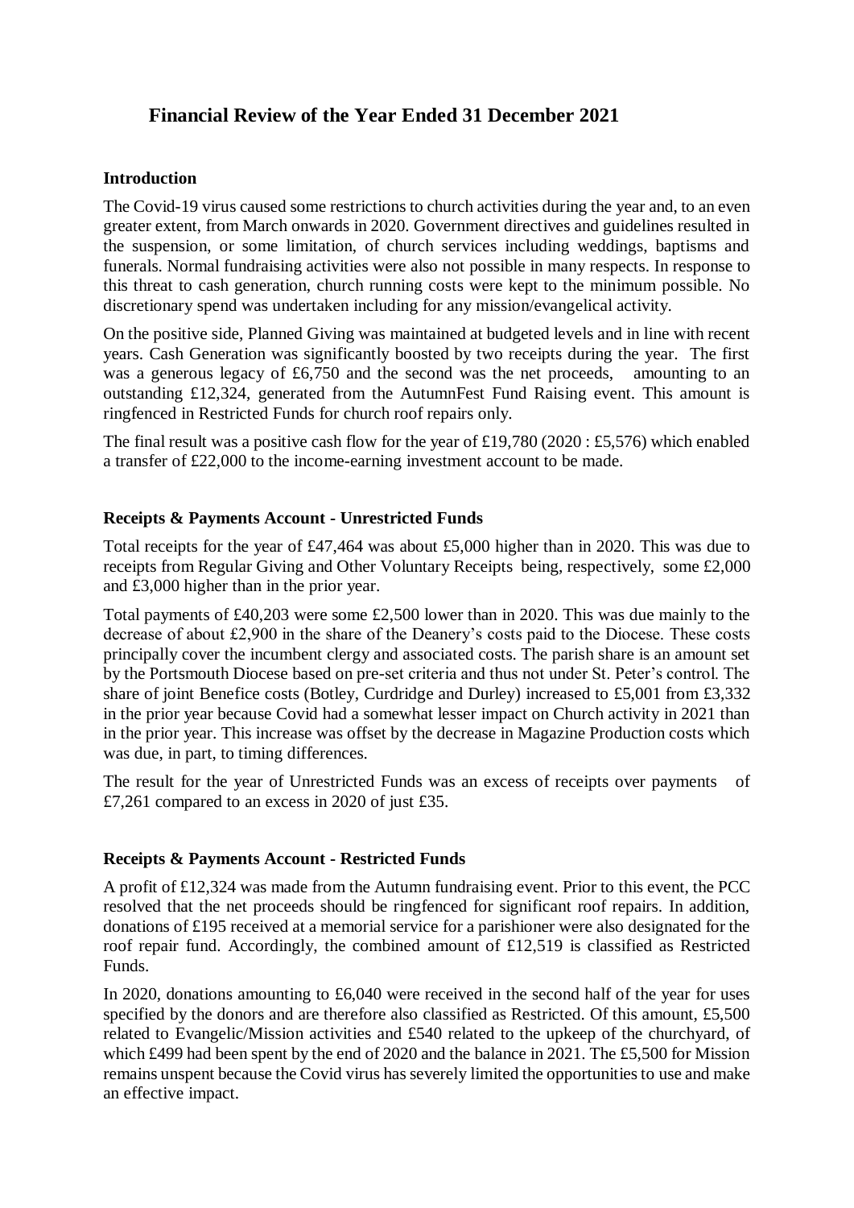# Financial Review of the Year Ended 31 December 2021

## Introduction

The Covid-19 virus caused some restrictions to church activities during the year and, to an even greater extent, from March onwards in 2020. Government directives and guidelines resulted in the suspension, or some limitation, of church services including weddings, baptisms and funerals. Normal fundraising activities were also not possible in many respects. In response to this threat to cash generation, church running costs were kept to the minimum possible. No discretionary spend was undertaken including for any mission/evangelical activity.

On the positive side, Planned Giving was maintained at budgeted levels and in line with recent years. Cash Generation was significantly boosted by two receipts during the year. The first was a generous legacy of £6,750 and the second was the net proceeds, amounting to an outstanding £12,324, generated from the AutumnFest Fund Raising event. This amount is ringfenced in Restricted Funds for church roof repairs only.

The final result was a positive cash flow for the year of £19,780 (2020 : £5,576) which enabled a transfer of £22,000 to the income-earning investment account to be made.

## Receipts & Payments Account - Unrestricted Funds

Total receipts for the year of £47,464 was about £5,000 higher than in 2020. This was due to receipts from Regular Giving and Other Voluntary Receipts being, respectively, some £2,000 and £3,000 higher than in the prior year.

Total payments of £40,203 were some £2,500 lower than in 2020. This was due mainly to the decrease of about £2,900 in the share of the Deanery's costs paid to the Diocese. These costs principally cover the incumbent clergy and associated costs. The parish share is an amount set by the Portsmouth Diocese based on pre-set criteria and thus not under St. Peter's control. The share of joint Benefice costs (Botley, Curdridge and Durley) increased to £5,001 from £3,332 in the prior year because Covid had a somewhat lesser impact on Church activity in 2021 than in the prior year. This increase was offset by the decrease in Magazine Production costs which was due, in part, to timing differences.

The result for the year of Unrestricted Funds was an excess of receipts over payments of £7,261 compared to an excess in 2020 of just £35.

## Receipts & Payments Account - Restricted Funds

A profit of £12,324 was made from the Autumn fundraising event. Prior to this event, the PCC resolved that the net proceeds should be ringfenced for significant roof repairs. In addition, donations of £195 received at a memorial service for a parishioner were also designated for the roof repair fund. Accordingly, the combined amount of £12,519 is classified as Restricted Funds.

In 2020, donations amounting to £6,040 were received in the second half of the year for uses specified by the donors and are therefore also classified as Restricted. Of this amount, £5,500 related to Evangelic/Mission activities and £540 related to the upkeep of the churchyard, of which £499 had been spent by the end of 2020 and the balance in 2021. The £5,500 for Mission remains unspent because the Covid virus has severely limited the opportunities to use and make an effective impact.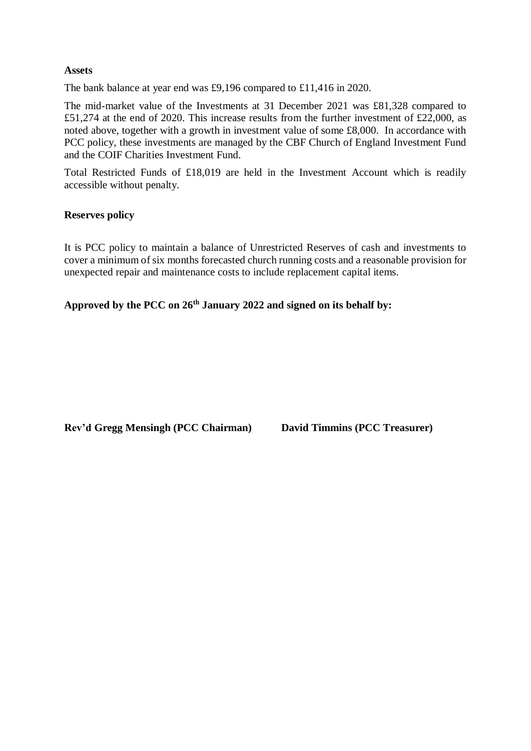**Assets**

The bank balance at year end was £9,196 compared to £11,416 in 2020.

The mid-market value of the Investments at 31 December 2021 was £81,328 compared to £51,274 at the end of 2020. This increase results from the further investment of £22,000, as noted above, together with a growth in investment value of some £8,000. In accordance with PCC policy, these investments are managed by the CBF Church of England Investment Fund and the COIF Charities Investment Fund.

Total Restricted Funds of £18,019 are held in the Investment Account which is readily accessible without penalty.

**Reserves policy**

It is PCC policy to maintain a balance of Unrestricted Reserves of cash and investments to cover a minimum of six months forecasted church running costs and a reasonable provision for unexpected repair and maintenance costs to include replacement capital items.

**Approved by the PCC on 26th January 2022 and signed on its behalf by:**

**Rev'd Gregg Mensingh (PCC Chairman)** **David Timmins (PCC Treasurer)**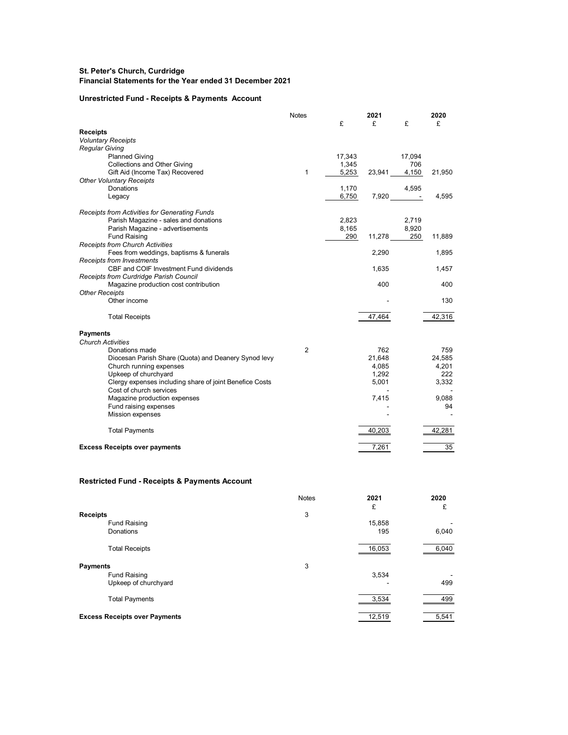**St. Peter's Church, Curdridge**
**Financial Statements for the Year ended 31 December 2021**

## Unrestricted Fund - Receipts & Payments Account

| | Notes | 2021 £ | 2021 £ | 2020 £ | 2020 £ |
|---|---|---|---|---|---|
| **Receipts** | | | | | |
| *Voluntary Receipts* | | | | | |
| *Regular Giving* | | | | | |
| Planned Giving | | 17,343 | | 17,094 | |
| Collections and Other Giving | | 1,345 | | 706 | |
| Gift Aid (Income Tax) Recovered | 1 | 5,253 | 23,941 | 4,150 | 21,950 |
| *Other Voluntary Receipts* | | | | | |
| Donations | | 1,170 | | 4,595 | |
| Legacy | | 6,750 | 7,920 | - | 4,595 |
| *Receipts from Activities for Generating Funds* | | | | | |
| Parish Magazine - sales and donations | | 2,823 | | 2,719 | |
| Parish Magazine - advertisements | | 8,165 | | 8,920 | |
| Fund Raising | | 290 | 11,278 | 250 | 11,889 |
| *Receipts from Church Activities* | | | | | |
| Fees from weddings, baptisms & funerals | | | 2,290 | | 1,895 |
| *Receipts from Investments* | | | | | |
| CBF and COIF Investment Fund dividends | | | 1,635 | | 1,457 |
| *Receipts from Curdridge Parish Council* | | | | | |
| Magazine production cost contribution | | | 400 | | 400 |
| *Other Receipts* | | | | | |
| Other income | | | - | | 130 |
| Total Receipts | | | 47,464 | | 42,316 |
| **Payments** | | | | | |
| *Church Activities* | | | | | |
| Donations made | 2 | | 762 | | 759 |
| Diocesan Parish Share (Quota) and Deanery Synod levy | | | 21,648 | | 24,585 |
| Church running expenses | | | 4,085 | | 4,201 |
| Upkeep of churchyard | | | 1,292 | | 222 |
| Clergy expenses including share of joint Benefice Costs | | | 5,001 | | 3,332 |
| Cost of church services | | | - | | - |
| Magazine production expenses | | | 7,415 | | 9,088 |
| Fund raising expenses | | | - | | 94 |
| Mission expenses | | | - | | - |
| Total Payments | | | 40,203 | | 42,281 |
| **Excess Receipts over payments** | | | 7,261 | | 35 |

## Restricted Fund - Receipts & Payments Account

| | Notes | 2021 £ | 2020 £ |
|---|---|---|---|
| **Receipts** | 3 | | |
| Fund Raising | | 15,858 | - |
| Donations | | 195 | 6,040 |
| Total Receipts | | 16,053 | 6,040 |
| **Payments** | 3 | | |
| Fund Raising | | 3,534 | - |
| Upkeep of churchyard | | - | 499 |
| Total Payments | | 3,534 | 499 |
| **Excess Receipts over Payments** | | 12,519 | 5,541 |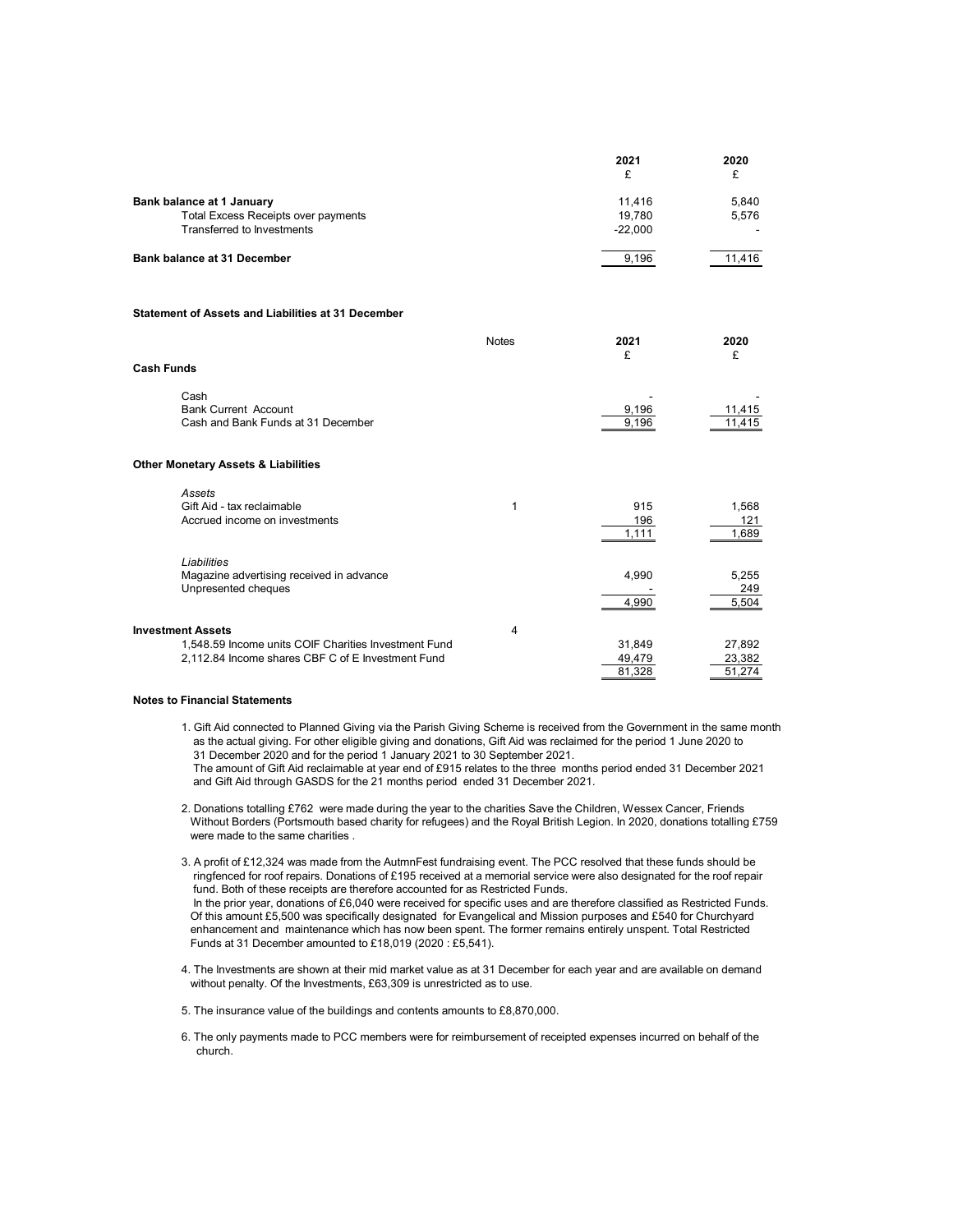| | 2021 £ | 2020 £ |
|---|---|---|
| **Bank balance at 1 January** | 11,416 | 5,840 |
| Total Excess Receipts over payments | 19,780 | 5,576 |
| Transferred to Investments | -22,000 | - |
| **Bank balance at 31 December** | 9,196 | 11,416 |

**Statement of Assets and Liabilities at 31 December**

| | Notes | 2021 £ | 2020 £ |
|---|---|---|---|
| **Cash Funds** | | | |
| Cash | | - | - |
| Bank Current Account | | 9,196 | 11,415 |
| Cash and Bank Funds at 31 December | | 9,196 | 11,415 |
| **Other Monetary Assets & Liabilities** | | | |
| *Assets* | | | |
| Gift Aid - tax reclaimable | 1 | 915 | 1,568 |
| Accrued income on investments | | 196 | 121 |
| | | 1,111 | 1,689 |
| *Liabilities* | | | |
| Magazine advertising received in advance | | 4,990 | 5,255 |
| Unpresented cheques | | - | 249 |
| | | 4,990 | 5,504 |
| **Investment Assets** | 4 | | |
| 1,548.59 Income units COIF Charities Investment Fund | | 31,849 | 27,892 |
| 2,112.84 Income shares CBF C of E Investment Fund | | 49,479 | 23,382 |
| | | 81,328 | 51,274 |

**Notes to Financial Statements**

1. Gift Aid connected to Planned Giving via the Parish Giving Scheme is received from the Government in the same month as the actual giving. For other eligible giving and donations, Gift Aid was reclaimed for the period 1 June 2020 to 31 December 2020 and for the period 1 January 2021 to 30 September 2021.
   The amount of Gift Aid reclaimable at year end of £915 relates to the three months period ended 31 December 2021 and Gift Aid through GASDS for the 21 months period ended 31 December 2021.

2. Donations totalling £762 were made during the year to the charities Save the Children, Wessex Cancer, Friends Without Borders (Portsmouth based charity for refugees) and the Royal British Legion. In 2020, donations totalling £759 were made to the same charities .

3. A profit of £12,324 was made from the AutmnFest fundraising event. The PCC resolved that these funds should be ringfenced for roof repairs. Donations of £195 received at a memorial service were also designated for the roof repair fund. Both of these receipts are therefore accounted for as Restricted Funds.
   In the prior year, donations of £6,040 were received for specific uses and are therefore classified as Restricted Funds. Of this amount £5,500 was specifically designated for Evangelical and Mission purposes and £540 for Churchyard enhancement and maintenance which has now been spent. The former remains entirely unspent. Total Restricted Funds at 31 December amounted to £18,019 (2020 : £5,541).

4. The Investments are shown at their mid market value as at 31 December for each year and are available on demand without penalty. Of the Investments, £63,309 is unrestricted as to use.

5. The insurance value of the buildings and contents amounts to £8,870,000.

6. The only payments made to PCC members were for reimbursement of receipted expenses incurred on behalf of the church.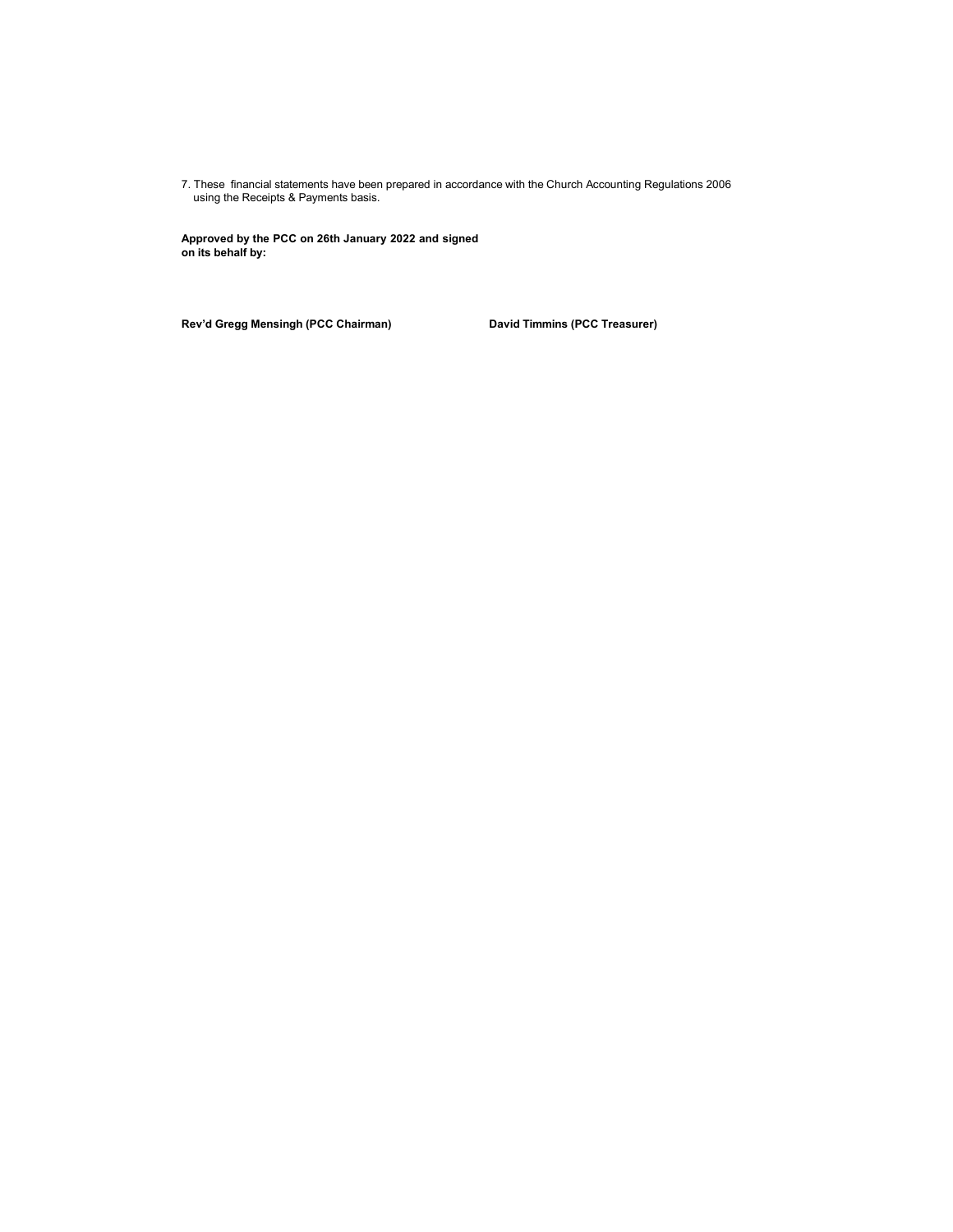7. These financial statements have been prepared in accordance with the Church Accounting Regulations 2006 using the Receipts & Payments basis.

**Approved by the PCC on 26th January 2022 and signed on its behalf by:**

**Rev'd Gregg Mensingh (PCC Chairman)**

**David Timmins (PCC Treasurer)**